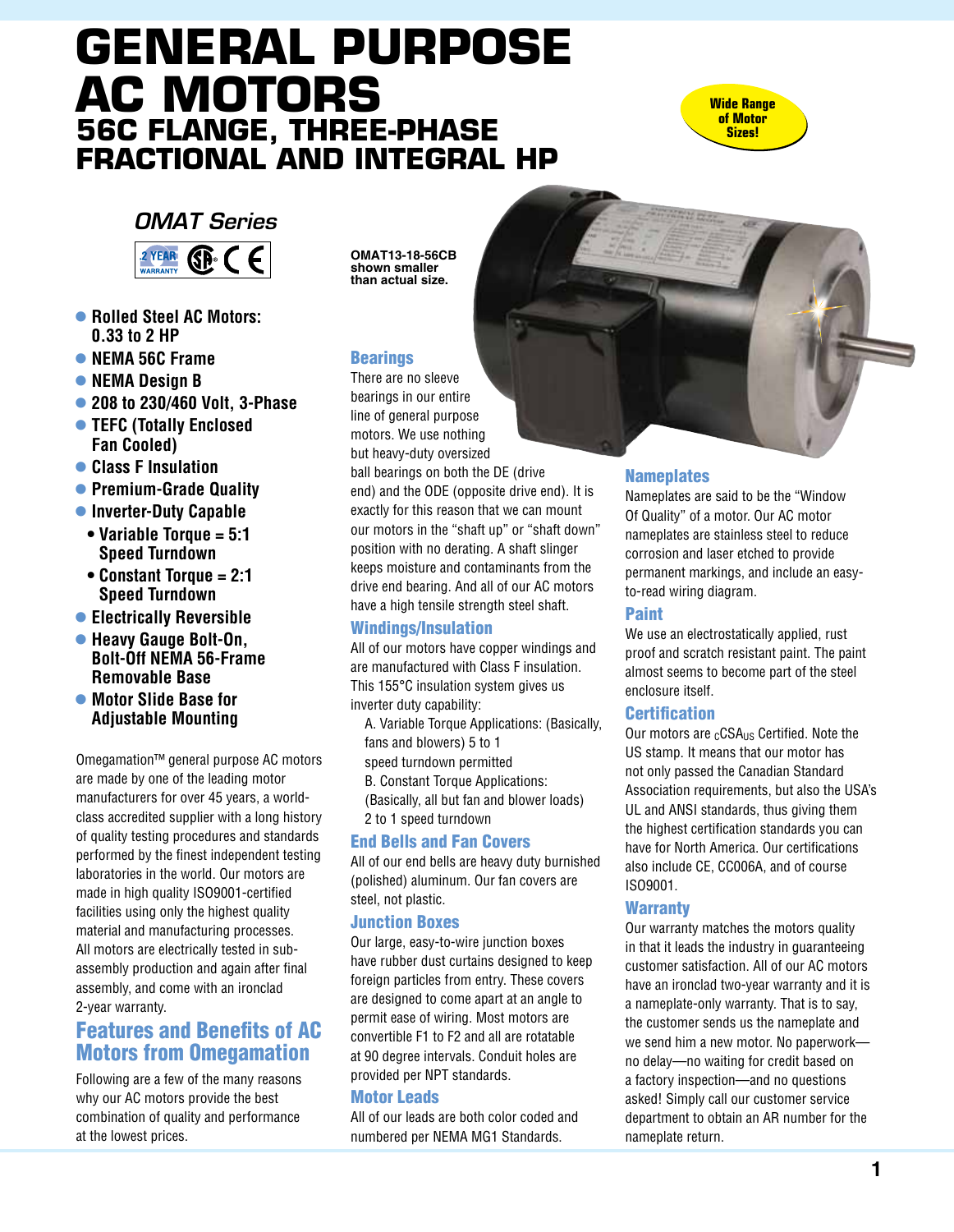# GENERAL PURPOSE AC MOTORS

## 56C FLANGE, THREE-PHASE FRACTIONAL AND INTEGRAL HP

Wide Range of Motor Sizes!

### *OMAT Series*

2 YEAR WARRANTY

OMAT13-18-56CB shown smaller than actual size.

- **Rolled Steel AC Motors: 0.33 to 2 HP**
- **NEMA 56C Frame**
- **NEMA Design B**
- **208 to 230/460 Volt, 3-Phase**
- **TEFC (Totally Enclosed Fan Cooled)**
- **Class F Insulation**
- **Premium-Grade Quality**
- **Inverter-Duty Capable**
  - **Variable Torque = 5:1 Speed Turndown**
  - **Constant Torque = 2:1 Speed Turndown**
- **Electrically Reversible**
- **Heavy Gauge Bolt-On, Bolt-Off NEMA 56-Frame Removable Base**
- **Motor Slide Base for Adjustable Mounting**

Omegamation™ general purpose AC motors are made by one of the leading motor manufacturers for over 45 years, a world-class accredited supplier with a long history of quality testing procedures and standards performed by the finest independent testing laboratories in the world. Our motors are made in high quality ISO9001-certified facilities using only the highest quality material and manufacturing processes. All motors are electrically tested in sub-assembly production and again after final assembly, and come with an ironclad 2-year warranty.

## Features and Benefits of AC Motors from Omegamation

Following are a few of the many reasons why our AC motors provide the best combination of quality and performance at the lowest prices.

### Bearings

There are no sleeve bearings in our entire line of general purpose motors. We use nothing but heavy-duty oversized ball bearings on both the DE (drive end) and the ODE (opposite drive end). It is exactly for this reason that we can mount our motors in the "shaft up" or "shaft down" position with no derating. A shaft slinger keeps moisture and contaminants from the drive end bearing. And all of our AC motors have a high tensile strength steel shaft.

### Windings/Insulation

All of our motors have copper windings and are manufactured with Class F insulation. This 155°C insulation system gives us inverter duty capability:

A. Variable Torque Applications: (Basically, fans and blowers) 5 to 1 speed turndown permitted

B. Constant Torque Applications: (Basically, all but fan and blower loads) 2 to 1 speed turndown

### End Bells and Fan Covers

All of our end bells are heavy duty burnished (polished) aluminum. Our fan covers are steel, not plastic.

### Junction Boxes

Our large, easy-to-wire junction boxes have rubber dust curtains designed to keep foreign particles from entry. These covers are designed to come apart at an angle to permit ease of wiring. Most motors are convertible F1 to F2 and all are rotatable at 90 degree intervals. Conduit holes are provided per NPT standards.

### Motor Leads

All of our leads are both color coded and numbered per NEMA MG1 Standards.

### Nameplates

Nameplates are said to be the "Window Of Quality" of a motor. Our AC motor nameplates are stainless steel to reduce corrosion and laser etched to provide permanent markings, and include an easy-to-read wiring diagram.

### Paint

We use an electrostatically applied, rust proof and scratch resistant paint. The paint almost seems to become part of the steel enclosure itself.

### Certification

Our motors are $_{C}$CSA$_{US}$ Certified. Note the US stamp. It means that our motor has not only passed the Canadian Standard Association requirements, but also the USA's UL and ANSI standards, thus giving them the highest certification standards you can have for North America. Our certifications also include CE, CC006A, and of course ISO9001.

### Warranty

Our warranty matches the motors quality in that it leads the industry in guaranteeing customer satisfaction. All of our AC motors have an ironclad two-year warranty and it is a nameplate-only warranty. That is to say, the customer sends us the nameplate and we send him a new motor. No paperwork—no delay—no waiting for credit based on a factory inspection—and no questions asked! Simply call our customer service department to obtain an AR number for the nameplate return.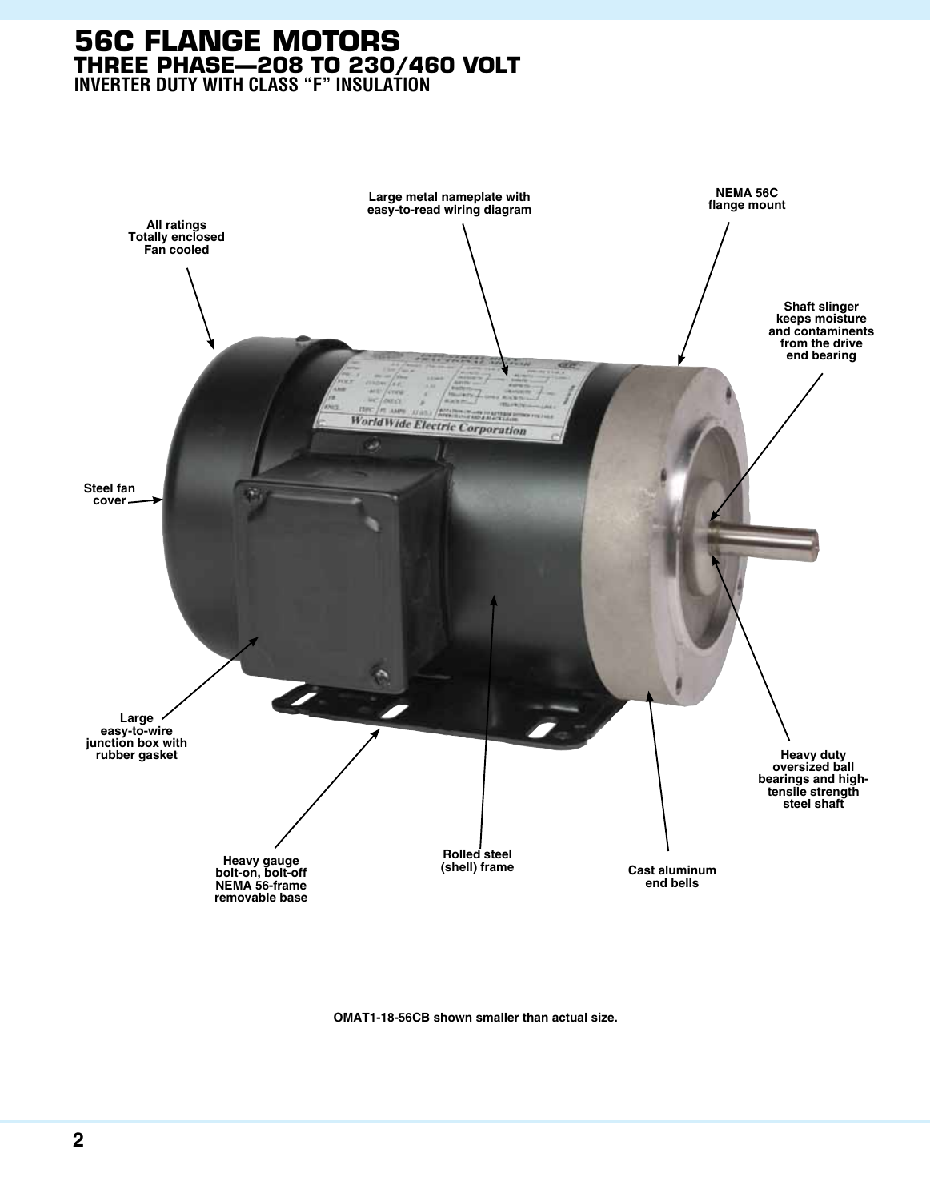# 56C FLANGE MOTORS
## THREE PHASE—208 TO 230/460 VOLT
### INVERTER DUTY WITH CLASS "F" INSULATION

**All ratings Totally enclosed Fan cooled**

**Large metal nameplate with easy-to-read wiring diagram**

**NEMA 56C flange mount**

**Shaft slinger keeps moisture and contaminents from the drive end bearing**

**Steel fan cover**

**Large easy-to-wire junction box with rubber gasket**

**Heavy duty oversized ball bearings and high-tensile strength steel shaft**

**Heavy gauge bolt-on, bolt-off NEMA 56-frame removable base**

**Rolled steel (shell) frame**

**Cast aluminum end bells**

**OMAT1-18-56CB shown smaller than actual size.**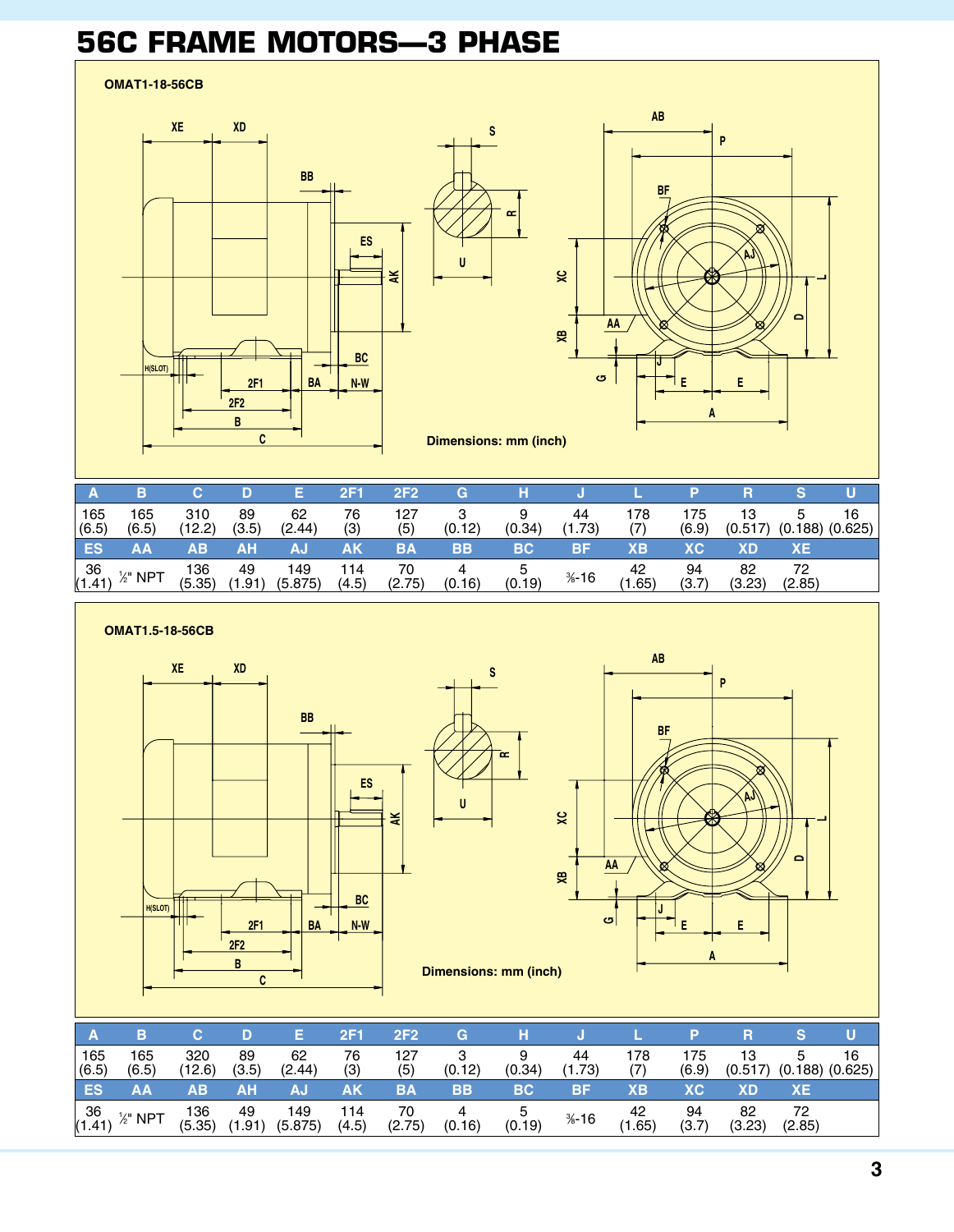# 56C FRAME MOTORS—3 PHASE

**OMAT1-18-56CB**

Dimensions: mm (inch)

| A | B | C | D | E | 2F1 | 2F2 | G | H | J | L | P | R | S | U |
|---|---|---|---|---|---|---|---|---|---|---|---|---|---|---|
| 165 (6.5) | 165 (6.5) | 310 (12.2) | 89 (3.5) | 62 (2.44) | 76 (3) | 127 (5) | 3 (0.12) | 9 (0.34) | 44 (1.73) | 178 (7) | 175 (6.9) | 13 (0.517) | 5 (0.188) | 16 (0.625) |
| **ES** | **AA** | **AB** | **AH** | **AJ** | **AK** | **BA** | **BB** | **BC** | **BF** | **XB** | **XC** | **XD** | **XE** | |
| 36 (1.41) | ½" NPT | 136 (5.35) | 49 (1.91) | 149 (5.875) | 114 (4.5) | 70 (2.75) | 4 (0.16) | 5 (0.19) | ⅜-16 | 42 (1.65) | 94 (3.7) | 82 (3.23) | 72 (2.85) | |

**OMAT1.5-18-56CB**

Dimensions: mm (inch)

| A | B | C | D | E | 2F1 | 2F2 | G | H | J | L | P | R | S | U |
|---|---|---|---|---|---|---|---|---|---|---|---|---|---|---|
| 165 (6.5) | 165 (6.5) | 320 (12.6) | 89 (3.5) | 62 (2.44) | 76 (3) | 127 (5) | 3 (0.12) | 9 (0.34) | 44 (1.73) | 178 (7) | 175 (6.9) | 13 (0.517) | 5 (0.188) | 16 (0.625) |
| **ES** | **AA** | **AB** | **AH** | **AJ** | **AK** | **BA** | **BB** | **BC** | **BF** | **XB** | **XC** | **XD** | **XE** | |
| 36 (1.41) | ½" NPT | 136 (5.35) | 49 (1.91) | 149 (5.875) | 114 (4.5) | 70 (2.75) | 4 (0.16) | 5 (0.19) | ⅜-16 | 42 (1.65) | 94 (3.7) | 82 (3.23) | 72 (2.85) | |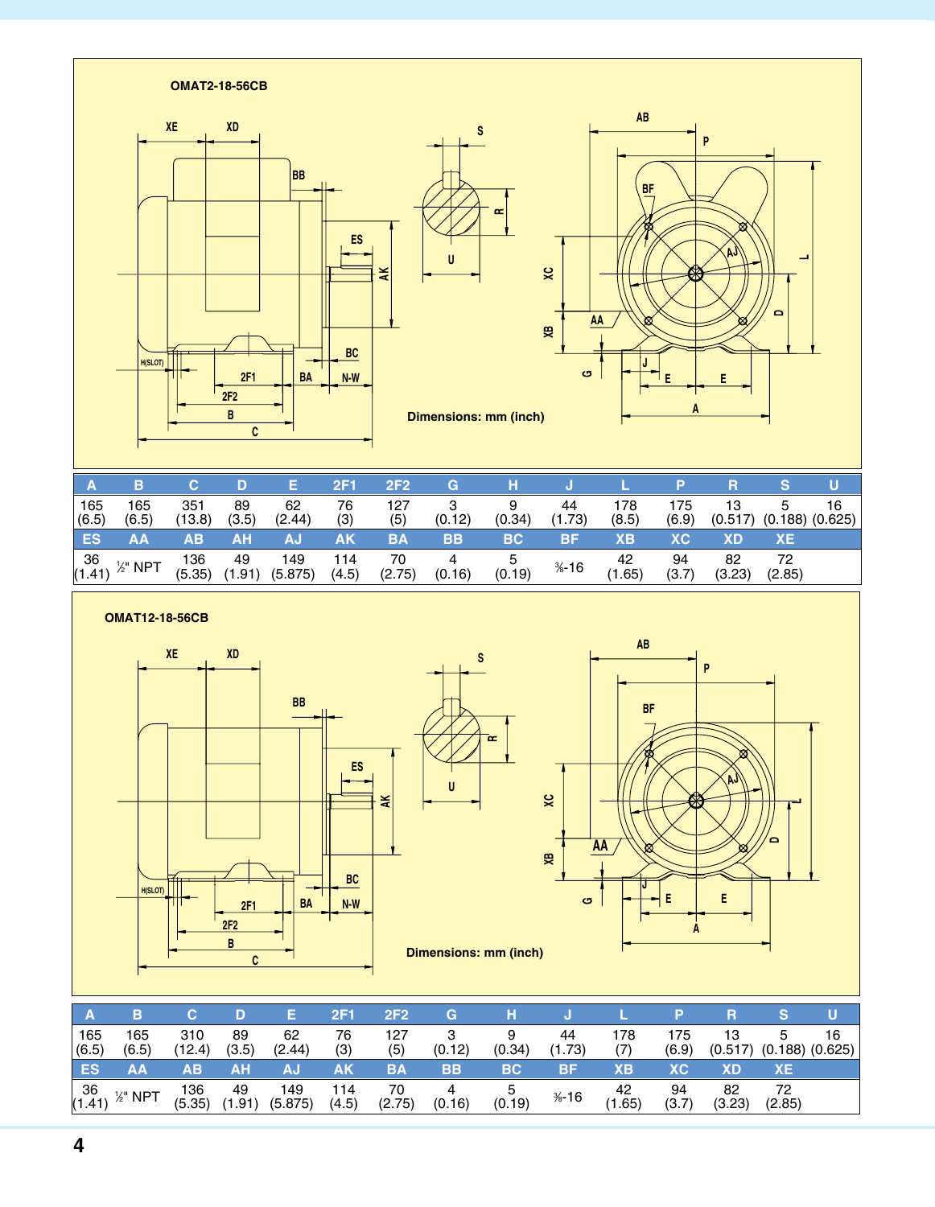**OMAT2-18-56CB**

Dimensions: mm (inch)

| A | B | C | D | E | 2F1 | 2F2 | G | H | J | L | P | R | S | U |
|---|---|---|---|---|---|---|---|---|---|---|---|---|---|---|
| 165 (6.5) | 165 (6.5) | 351 (13.8) | 89 (3.5) | 62 (2.44) | 76 (3) | 127 (5) | 3 (0.12) | 9 (0.34) | 44 (1.73) | 178 (8.5) | 175 (6.9) | 13 (0.517) | 5 (0.188) | 16 (0.625) |
| **ES** | **AA** | **AB** | **AH** | **AJ** | **AK** | **BA** | **BB** | **BC** | **BF** | **XB** | **XC** | **XD** | **XE** | |
| 36 (1.41) | ½" NPT | 136 (5.35) | 49 (1.91) | 149 (5.875) | 114 (4.5) | 70 (2.75) | 4 (0.16) | 5 (0.19) | ⅜-16 | 42 (1.65) | 94 (3.7) | 82 (3.23) | 72 (2.85) | |

**OMAT12-18-56CB**

Dimensions: mm (inch)

| A | B | C | D | E | 2F1 | 2F2 | G | H | J | L | P | R | S | U |
|---|---|---|---|---|---|---|---|---|---|---|---|---|---|---|
| 165 (6.5) | 165 (6.5) | 310 (12.4) | 89 (3.5) | 62 (2.44) | 76 (3) | 127 (5) | 3 (0.12) | 9 (0.34) | 44 (1.73) | 178 (7) | 175 (6.9) | 13 (0.517) | 5 (0.188) | 16 (0.625) |
| **ES** | **AA** | **AB** | **AH** | **AJ** | **AK** | **BA** | **BB** | **BC** | **BF** | **XB** | **XC** | **XD** | **XE** | |
| 36 (1.41) | ½" NPT | 136 (5.35) | 49 (1.91) | 149 (5.875) | 114 (4.5) | 70 (2.75) | 4 (0.16) | 5 (0.19) | ⅜-16 | 42 (1.65) | 94 (3.7) | 82 (3.23) | 72 (2.85) | |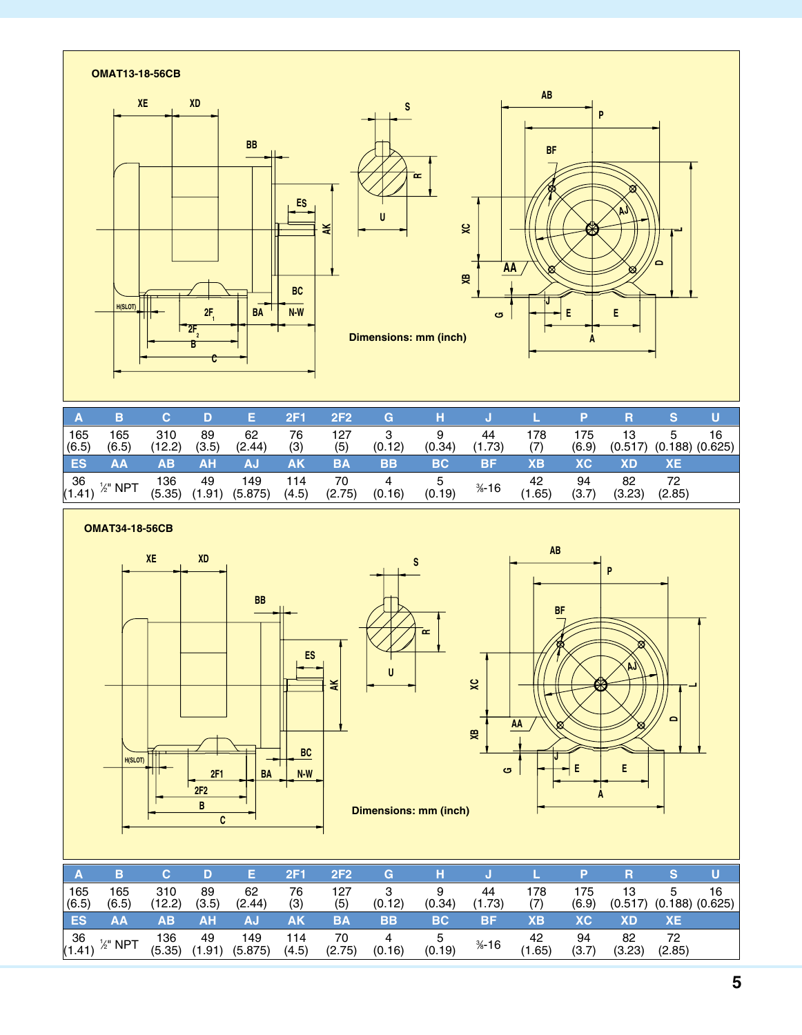## OMAT13-18-56CB

Dimensions: mm (inch)

| A | B | C | D | E | 2F1 | 2F2 | G | H | J | L | P | R | S | U |
|---|---|---|---|---|---|---|---|---|---|---|---|---|---|---|
| 165 (6.5) | 165 (6.5) | 310 (12.2) | 89 (3.5) | 62 (2.44) | 76 (3) | 127 (5) | 3 (0.12) | 9 (0.34) | 44 (1.73) | 178 (7) | 175 (6.9) | 13 (0.517) | 5 (0.188) | 16 (0.625) |
| **ES** | **AA** | **AB** | **AH** | **AJ** | **AK** | **BA** | **BB** | **BC** | **BF** | **XB** | **XC** | **XD** | **XE** | |
| 36 (1.41) | ½" NPT | 136 (5.35) | 49 (1.91) | 149 (5.875) | 114 (4.5) | 70 (2.75) | 4 (0.16) | 5 (0.19) | ⅜-16 | 42 (1.65) | 94 (3.7) | 82 (3.23) | 72 (2.85) | |

## OMAT34-18-56CB

Dimensions: mm (inch)

| A | B | C | D | E | 2F1 | 2F2 | G | H | J | L | P | R | S | U |
|---|---|---|---|---|---|---|---|---|---|---|---|---|---|---|
| 165 (6.5) | 165 (6.5) | 310 (12.2) | 89 (3.5) | 62 (2.44) | 76 (3) | 127 (5) | 3 (0.12) | 9 (0.34) | 44 (1.73) | 178 (7) | 175 (6.9) | 13 (0.517) | 5 (0.188) | 16 (0.625) |
| **ES** | **AA** | **AB** | **AH** | **AJ** | **AK** | **BA** | **BB** | **BC** | **BF** | **XB** | **XC** | **XD** | **XE** | |
| 36 (1.41) | ½" NPT | 136 (5.35) | 49 (1.91) | 149 (5.875) | 114 (4.5) | 70 (2.75) | 4 (0.16) | 5 (0.19) | ⅜-16 | 42 (1.65) | 94 (3.7) | 82 (3.23) | 72 (2.85) | |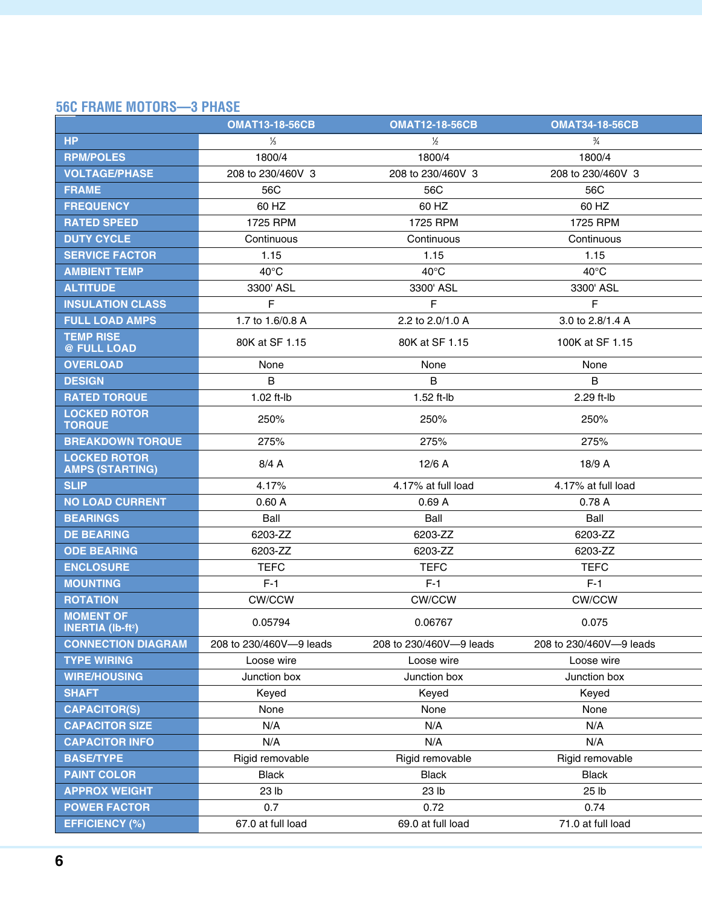## 56C FRAME MOTORS—3 PHASE

| | OMAT13-18-56CB | OMAT12-18-56CB | OMAT34-18-56CB |
|---|---|---|---|
| HP | ⅓ | ½ | ¾ |
| RPM/POLES | 1800/4 | 1800/4 | 1800/4 |
| VOLTAGE/PHASE | 208 to 230/460V 3 | 208 to 230/460V 3 | 208 to 230/460V 3 |
| FRAME | 56C | 56C | 56C |
| FREQUENCY | 60 HZ | 60 HZ | 60 HZ |
| RATED SPEED | 1725 RPM | 1725 RPM | 1725 RPM |
| DUTY CYCLE | Continuous | Continuous | Continuous |
| SERVICE FACTOR | 1.15 | 1.15 | 1.15 |
| AMBIENT TEMP | 40°C | 40°C | 40°C |
| ALTITUDE | 3300' ASL | 3300' ASL | 3300' ASL |
| INSULATION CLASS | F | F | F |
| FULL LOAD AMPS | 1.7 to 1.6/0.8 A | 2.2 to 2.0/1.0 A | 3.0 to 2.8/1.4 A |
| TEMP RISE @ FULL LOAD | 80K at SF 1.15 | 80K at SF 1.15 | 100K at SF 1.15 |
| OVERLOAD | None | None | None |
| DESIGN | B | B | B |
| RATED TORQUE | 1.02 ft-lb | 1.52 ft-lb | 2.29 ft-lb |
| LOCKED ROTOR TORQUE | 250% | 250% | 250% |
| BREAKDOWN TORQUE | 275% | 275% | 275% |
| LOCKED ROTOR AMPS (STARTING) | 8/4 A | 12/6 A | 18/9 A |
| SLIP | 4.17% | 4.17% at full load | 4.17% at full load |
| NO LOAD CURRENT | 0.60 A | 0.69 A | 0.78 A |
| BEARINGS | Ball | Ball | Ball |
| DE BEARING | 6203-ZZ | 6203-ZZ | 6203-ZZ |
| ODE BEARING | 6203-ZZ | 6203-ZZ | 6203-ZZ |
| ENCLOSURE | TEFC | TEFC | TEFC |
| MOUNTING | F-1 | F-1 | F-1 |
| ROTATION | CW/CCW | CW/CCW | CW/CCW |
| MOMENT OF INERTIA (lb-ft²) | 0.05794 | 0.06767 | 0.075 |
| CONNECTION DIAGRAM | 208 to 230/460V—9 leads | 208 to 230/460V—9 leads | 208 to 230/460V—9 leads |
| TYPE WIRING | Loose wire | Loose wire | Loose wire |
| WIRE/HOUSING | Junction box | Junction box | Junction box |
| SHAFT | Keyed | Keyed | Keyed |
| CAPACITOR(S) | None | None | None |
| CAPACITOR SIZE | N/A | N/A | N/A |
| CAPACITOR INFO | N/A | N/A | N/A |
| BASE/TYPE | Rigid removable | Rigid removable | Rigid removable |
| PAINT COLOR | Black | Black | Black |
| APPROX WEIGHT | 23 lb | 23 lb | 25 lb |
| POWER FACTOR | 0.7 | 0.72 | 0.74 |
| EFFICIENCY (%) | 67.0 at full load | 69.0 at full load | 71.0 at full load |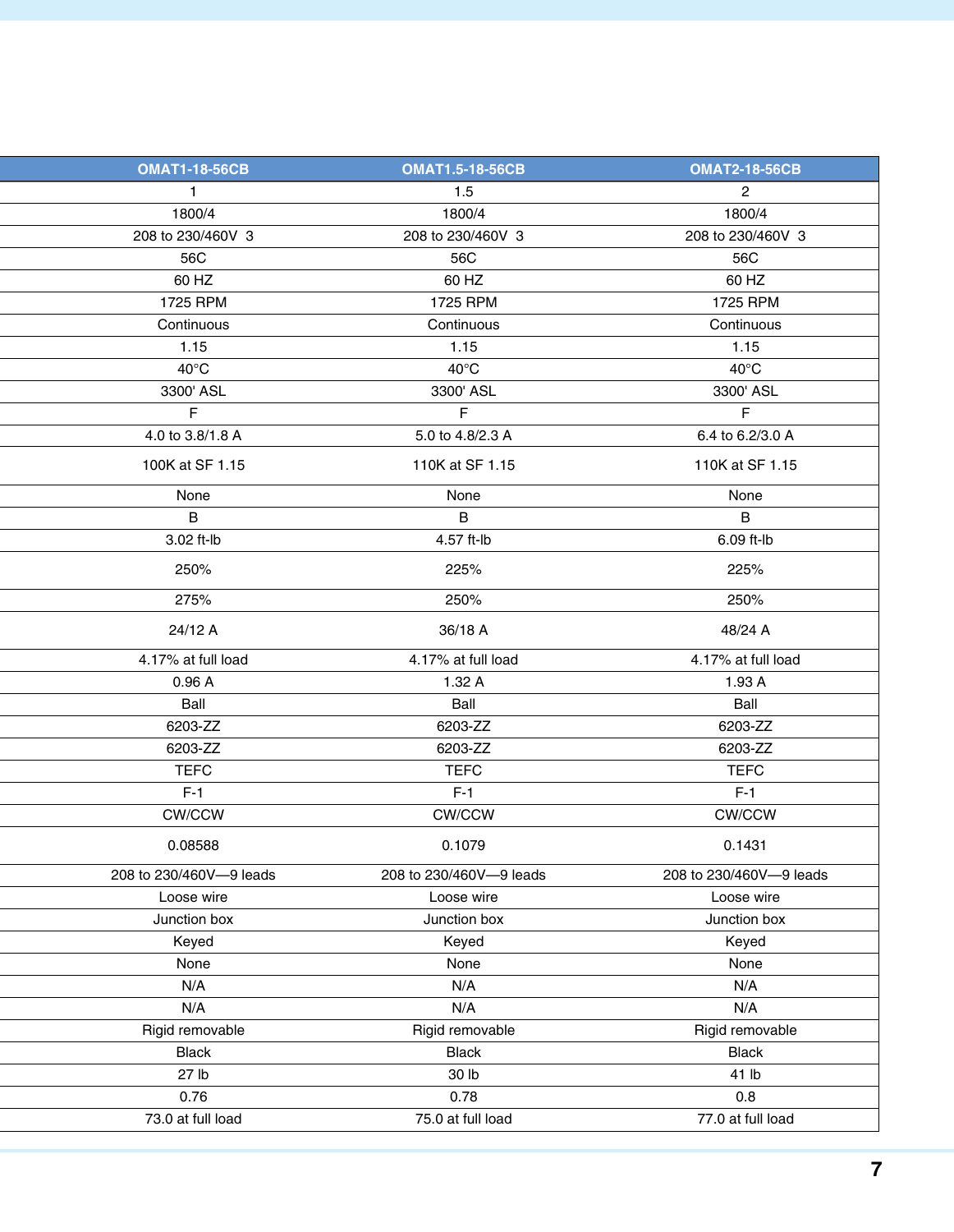| OMAT1-18-56CB | OMAT1.5-18-56CB | OMAT2-18-56CB |
|---|---|---|
| 1 | 1.5 | 2 |
| 1800/4 | 1800/4 | 1800/4 |
| 208 to 230/460V 3 | 208 to 230/460V 3 | 208 to 230/460V 3 |
| 56C | 56C | 56C |
| 60 HZ | 60 HZ | 60 HZ |
| 1725 RPM | 1725 RPM | 1725 RPM |
| Continuous | Continuous | Continuous |
| 1.15 | 1.15 | 1.15 |
| 40°C | 40°C | 40°C |
| 3300' ASL | 3300' ASL | 3300' ASL |
| F | F | F |
| 4.0 to 3.8/1.8 A | 5.0 to 4.8/2.3 A | 6.4 to 6.2/3.0 A |
| 100K at SF 1.15 | 110K at SF 1.15 | 110K at SF 1.15 |
| None | None | None |
| B | B | B |
| 3.02 ft-lb | 4.57 ft-lb | 6.09 ft-lb |
| 250% | 225% | 225% |
| 275% | 250% | 250% |
| 24/12 A | 36/18 A | 48/24 A |
| 4.17% at full load | 4.17% at full load | 4.17% at full load |
| 0.96 A | 1.32 A | 1.93 A |
| Ball | Ball | Ball |
| 6203-ZZ | 6203-ZZ | 6203-ZZ |
| 6203-ZZ | 6203-ZZ | 6203-ZZ |
| TEFC | TEFC | TEFC |
| F-1 | F-1 | F-1 |
| CW/CCW | CW/CCW | CW/CCW |
| 0.08588 | 0.1079 | 0.1431 |
| 208 to 230/460V—9 leads | 208 to 230/460V—9 leads | 208 to 230/460V—9 leads |
| Loose wire | Loose wire | Loose wire |
| Junction box | Junction box | Junction box |
| Keyed | Keyed | Keyed |
| None | None | None |
| N/A | N/A | N/A |
| N/A | N/A | N/A |
| Rigid removable | Rigid removable | Rigid removable |
| Black | Black | Black |
| 27 lb | 30 lb | 41 lb |
| 0.76 | 0.78 | 0.8 |
| 73.0 at full load | 75.0 at full load | 77.0 at full load |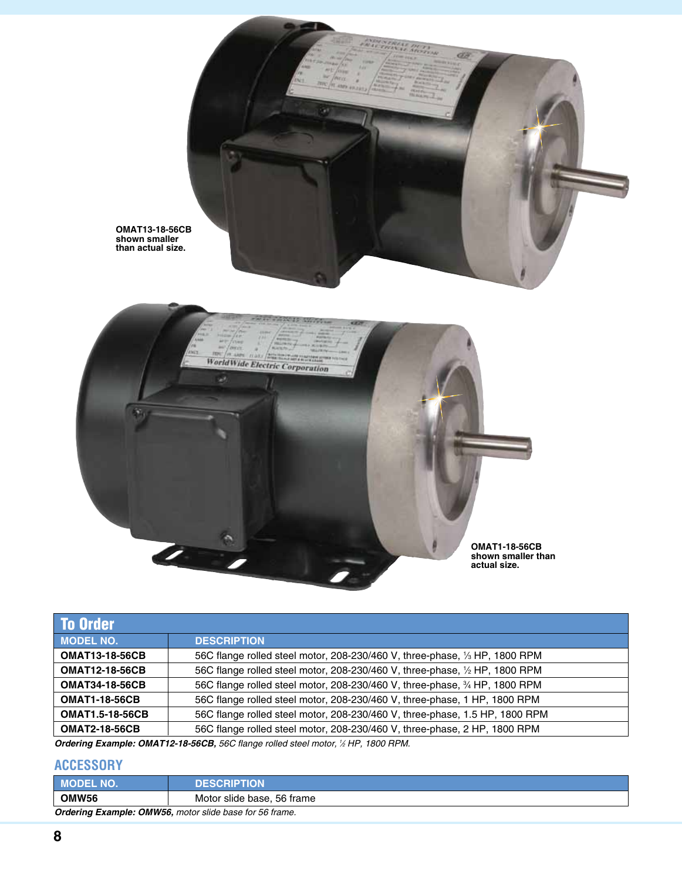OMAT13-18-56CB shown smaller than actual size.

OMAT1-18-56CB shown smaller than actual size.

## To Order

| MODEL NO. | DESCRIPTION |
|---|---|
| **OMAT13-18-56CB** | 56C flange rolled steel motor, 208-230/460 V, three-phase, ⅓ HP, 1800 RPM |
| **OMAT12-18-56CB** | 56C flange rolled steel motor, 208-230/460 V, three-phase, ½ HP, 1800 RPM |
| **OMAT34-18-56CB** | 56C flange rolled steel motor, 208-230/460 V, three-phase, ¾ HP, 1800 RPM |
| **OMAT1-18-56CB** | 56C flange rolled steel motor, 208-230/460 V, three-phase, 1 HP, 1800 RPM |
| **OMAT1.5-18-56CB** | 56C flange rolled steel motor, 208-230/460 V, three-phase, 1.5 HP, 1800 RPM |
| **OMAT2-18-56CB** | 56C flange rolled steel motor, 208-230/460 V, three-phase, 2 HP, 1800 RPM |

***Ordering Example: OMAT12-18-56CB,*** *56C flange rolled steel motor, ½ HP, 1800 RPM.*

## ACCESSORY

| MODEL NO. | DESCRIPTION |
|---|---|
| **OMW56** | Motor slide base, 56 frame |

***Ordering Example: OMW56,*** *motor slide base for 56 frame.*